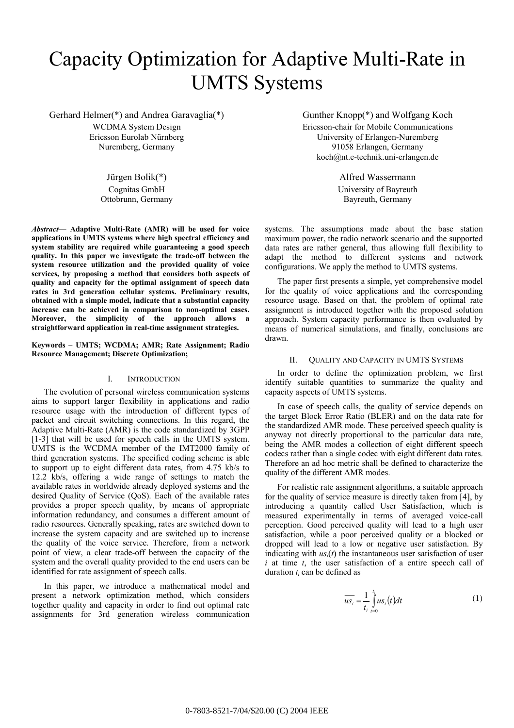# Capacity Optimization for Adaptive Multi-Rate in UMTS Systems

Gerhard Helmer(*) and Andrea Garavaglia(*)
WCDMA System Design
Ericsson Eurolab Nürnberg
Nuremberg, Germany

Gunther Knopp(*) and Wolfgang Koch
Ericsson-chair for Mobile Communications
University of Erlangen-Nuremberg
91058 Erlangen, Germany
koch@nt.e-technik.uni-erlangen.de

Jürgen Bolik(*)
Cognitas GmbH
Ottobrunn, Germany

Alfred Wassermann
University of Bayreuth
Bayreuth, Germany

***Abstract*— Adaptive Multi-Rate (AMR) will be used for voice applications in UMTS systems where high spectral efficiency and system stability are required while guaranteeing a good speech quality. In this paper we investigate the trade-off between the system resource utilization and the provided quality of voice services, by proposing a method that considers both aspects of quality and capacity for the optimal assignment of speech data rates in 3rd generation cellular systems. Preliminary results, obtained with a simple model, indicate that a substantial capacity increase can be achieved in comparison to non-optimal cases. Moreover, the simplicity of the approach allows a straightforward application in real-time assignment strategies.**

**Keywords – UMTS; WCDMA; AMR; Rate Assignment; Radio Resource Management; Discrete Optimization;**

## I. Introduction

The evolution of personal wireless communication systems aims to support larger flexibility in applications and radio resource usage with the introduction of different types of packet and circuit switching connections. In this regard, the Adaptive Multi-Rate (AMR) is the code standardized by 3GPP [1-3] that will be used for speech calls in the UMTS system. UMTS is the WCDMA member of the IMT2000 family of third generation systems. The specified coding scheme is able to support up to eight different data rates, from 4.75 kb/s to 12.2 kb/s, offering a wide range of settings to match the available rates in worldwide already deployed systems and the desired Quality of Service (QoS). Each of the available rates provides a proper speech quality, by means of appropriate information redundancy, and consumes a different amount of radio resources. Generally speaking, rates are switched down to increase the system capacity and are switched up to increase the quality of the voice service. Therefore, from a network point of view, a clear trade-off between the capacity of the system and the overall quality provided to the end users can be identified for rate assignment of speech calls.

In this paper, we introduce a mathematical model and present a network optimization method, which considers together quality and capacity in order to find out optimal rate assignments for 3rd generation wireless communication systems. The assumptions made about the base station maximum power, the radio network scenario and the supported data rates are rather general, thus allowing full flexibility to adapt the method to different systems and network configurations. We apply the method to UMTS systems.

The paper first presents a simple, yet comprehensive model for the quality of voice applications and the corresponding resource usage. Based on that, the problem of optimal rate assignment is introduced together with the proposed solution approach. System capacity performance is then evaluated by means of numerical simulations, and finally, conclusions are drawn.

## II. Quality and Capacity in UMTS Systems

In order to define the optimization problem, we first identify suitable quantities to summarize the quality and capacity aspects of UMTS systems.

In case of speech calls, the quality of service depends on the target Block Error Ratio (BLER) and on the data rate for the standardized AMR mode. These perceived speech quality is anyway not directly proportional to the particular data rate, being the AMR modes a collection of eight different speech codecs rather than a single codec with eight different data rates. Therefore an ad hoc metric shall be defined to characterize the quality of the different AMR modes.

For realistic rate assignment algorithms, a suitable approach for the quality of service measure is directly taken from [4], by introducing a quantity called User Satisfaction, which is measured experimentally in terms of averaged voice-call perception. Good perceived quality will lead to a high user satisfaction, while a poor perceived quality or a blocked or dropped will lead to a low or negative user satisfaction. By indicating with $us_i(t)$ the instantaneous user satisfaction of user $i$ at time $t$, the user satisfaction of a entire speech call of duration $t_i$ can be defined as

$$\overline{us_i} = \frac{1}{t_i} \int_{t=0}^{t_i} us_i(t)\,dt \tag{1}$$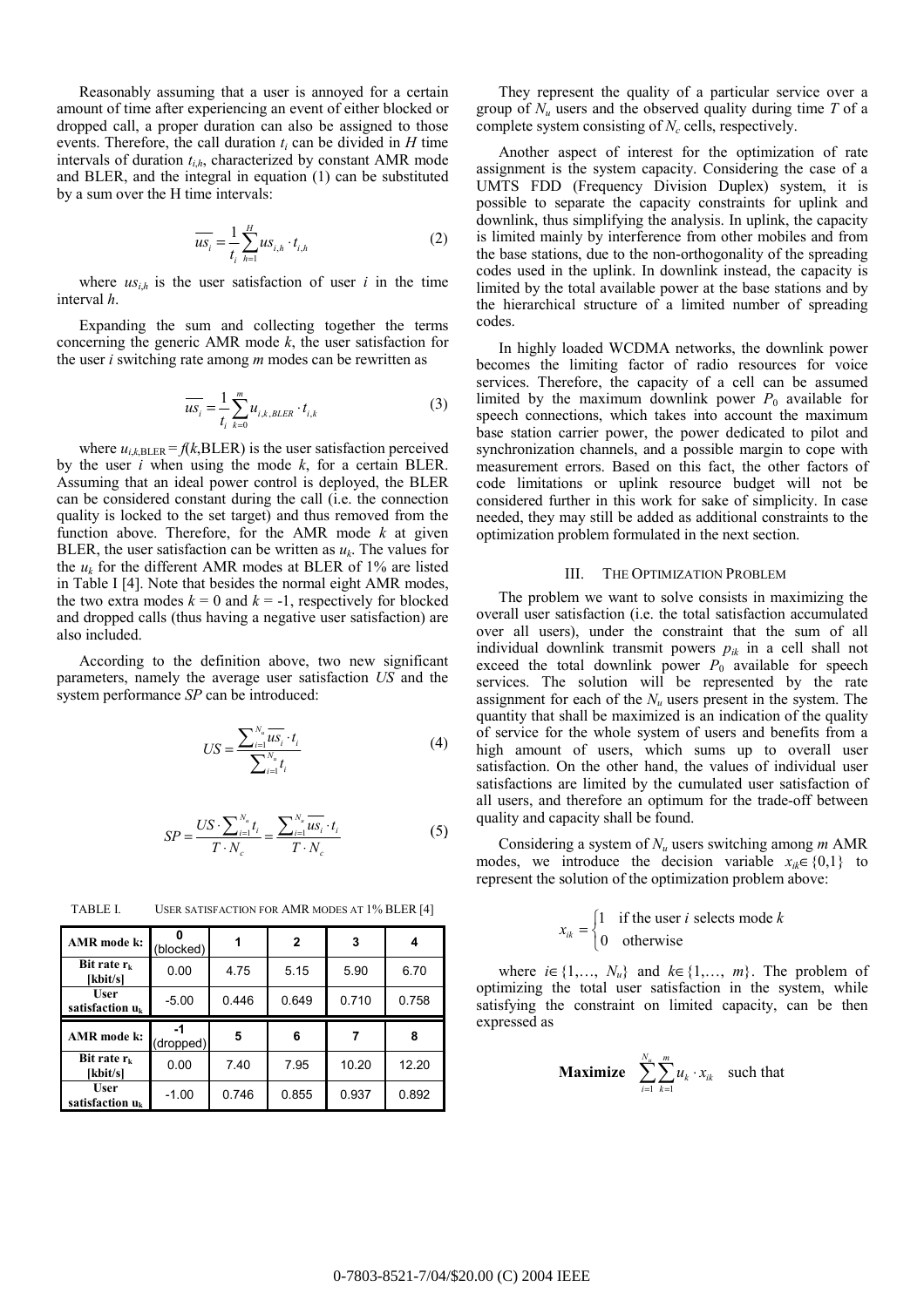Reasonably assuming that a user is annoyed for a certain amount of time after experiencing an event of either blocked or dropped call, a proper duration can also be assigned to those events. Therefore, the call duration $t_i$ can be divided in $H$ time intervals of duration $t_{i,h}$, characterized by constant AMR mode and BLER, and the integral in equation (1) can be substituted by a sum over the H time intervals:

$$\overline{us_i} = \frac{1}{t_i} \sum_{h=1}^{H} us_{i,h} \cdot t_{i,h} \tag{2}$$

where $us_{i,h}$ is the user satisfaction of user $i$ in the time interval $h$.

Expanding the sum and collecting together the terms concerning the generic AMR mode $k$, the user satisfaction for the user $i$ switching rate among $m$ modes can be rewritten as

$$\overline{us_i} = \frac{1}{t_i} \sum_{k=0}^{m} u_{i,k,BLER} \cdot t_{i,k} \tag{3}$$

where $u_{i,k,\text{BLER}} = f(k,\text{BLER})$ is the user satisfaction perceived by the user $i$ when using the mode $k$, for a certain BLER. Assuming that an ideal power control is deployed, the BLER can be considered constant during the call (i.e. the connection quality is locked to the set target) and thus removed from the function above. Therefore, for the AMR mode $k$ at given BLER, the user satisfaction can be written as $u_k$. The values for the $u_k$ for the different AMR modes at BLER of 1% are listed in Table I [4]. Note that besides the normal eight AMR modes, the two extra modes $k = 0$ and $k = -1$, respectively for blocked and dropped calls (thus having a negative user satisfaction) are also included.

According to the definition above, two new significant parameters, namely the average user satisfaction $US$ and the system performance $SP$ can be introduced:

$$US = \frac{\sum_{i=1}^{N_u} \overline{us_i} \cdot t_i}{\sum_{i=1}^{N_u} t_i} \tag{4}$$

$$SP = \frac{US \cdot \sum_{i=1}^{N_u} t_i}{T \cdot N_c} = \frac{\sum_{i=1}^{N_u} \overline{us_i} \cdot t_i}{T \cdot N_c} \tag{5}$$

TABLE I. USER SATISFACTION FOR AMR MODES AT 1% BLER [4]

| **AMR mode k:** | **0** (blocked) | **1** | **2** | **3** | **4** |
|---|---|---|---|---|---|
| **Bit rate $r_k$ [kbit/s]** | 0.00 | 4.75 | 5.15 | 5.90 | 6.70 |
| **User satisfaction $u_k$** | -5.00 | 0.446 | 0.649 | 0.710 | 0.758 |
| **AMR mode k:** | **-1** (dropped) | **5** | **6** | **7** | **8** |
| **Bit rate $r_k$ [kbit/s]** | 0.00 | 7.40 | 7.95 | 10.20 | 12.20 |
| **User satisfaction $u_k$** | -1.00 | 0.746 | 0.855 | 0.937 | 0.892 |

They represent the quality of a particular service over a group of $N_u$ users and the observed quality during time $T$ of a complete system consisting of $N_c$ cells, respectively.

Another aspect of interest for the optimization of rate assignment is the system capacity. Considering the case of a UMTS FDD (Frequency Division Duplex) system, it is possible to separate the capacity constraints for uplink and downlink, thus simplifying the analysis. In uplink, the capacity is limited mainly by interference from other mobiles and from the base stations, due to the non-orthogonality of the spreading codes used in the uplink. In downlink instead, the capacity is limited by the total available power at the base stations and by the hierarchical structure of a limited number of spreading codes.

In highly loaded WCDMA networks, the downlink power becomes the limiting factor of radio resources for voice services. Therefore, the capacity of a cell can be assumed limited by the maximum downlink power $P_0$ available for speech connections, which takes into account the maximum base station carrier power, the power dedicated to pilot and synchronization channels, and a possible margin to cope with measurement errors. Based on this fact, the other factors of code limitations or uplink resource budget will not be considered further in this work for sake of simplicity. In case needed, they may still be added as additional constraints to the optimization problem formulated in the next section.

## III. THE OPTIMIZATION PROBLEM

The problem we want to solve consists in maximizing the overall user satisfaction (i.e. the total satisfaction accumulated over all users), under the constraint that the sum of all individual downlink transmit powers $p_{ik}$ in a cell shall not exceed the total downlink power $P_0$ available for speech services. The solution will be represented by the rate assignment for each of the $N_u$ users present in the system. The quantity that shall be maximized is an indication of the quality of service for the whole system of users and benefits from a high amount of users, which sums up to overall user satisfaction. On the other hand, the values of individual user satisfactions are limited by the cumulated user satisfaction of all users, and therefore an optimum for the trade-off between quality and capacity shall be found.

Considering a system of $N_u$ users switching among $m$ AMR modes, we introduce the decision variable $x_{ik} \in \{0,1\}$ to represent the solution of the optimization problem above:

$$x_{ik} = \begin{cases} 1 & \text{if the user } i \text{ selects mode } k \\ 0 & \text{otherwise} \end{cases}$$

where $i \in \{1,\ldots, N_u\}$ and $k \in \{1,\ldots, m\}$. The problem of optimizing the total user satisfaction in the system, while satisfying the constraint on limited capacity, can be then expressed as

$$\textbf{Maximize} \quad \sum_{i=1}^{N_u} \sum_{k=1}^{m} u_k \cdot x_{ik} \quad \text{such that}$$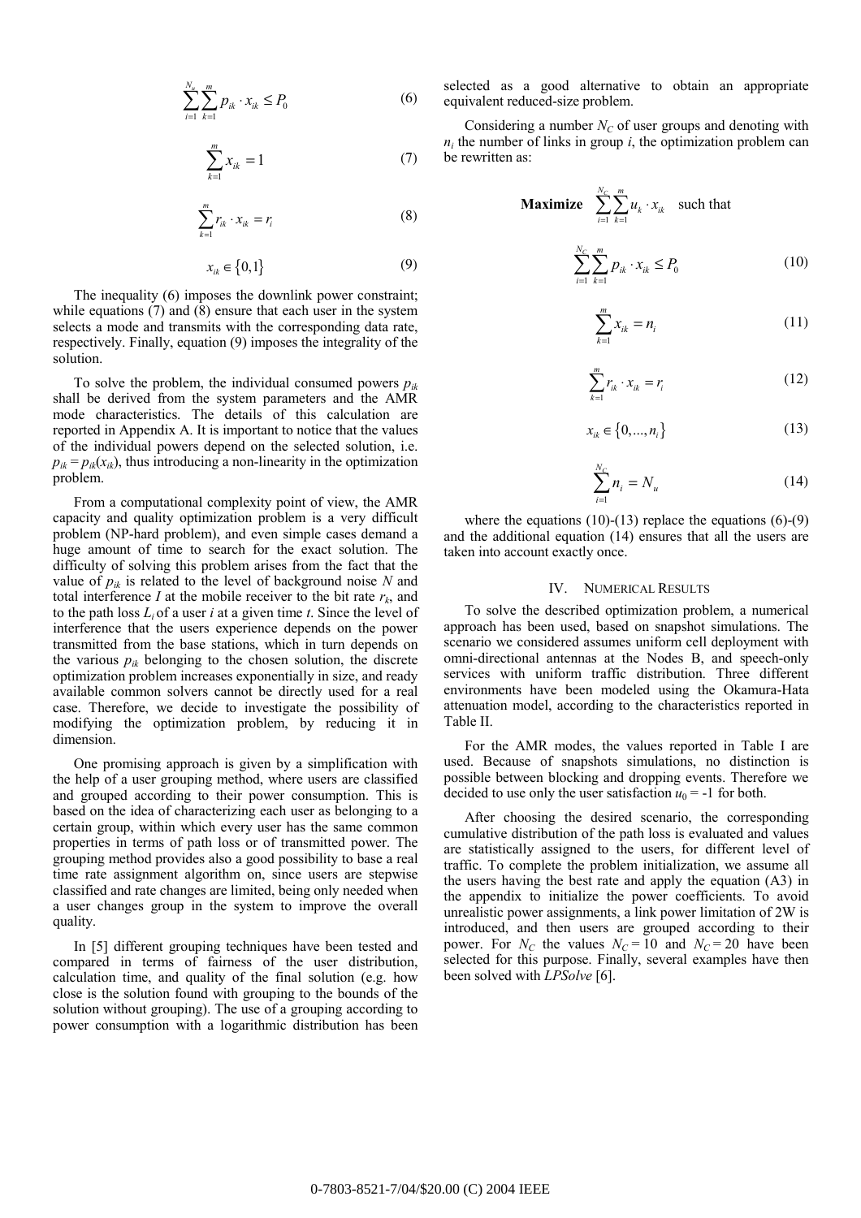$$\sum_{i=1}^{N_u}\sum_{k=1}^{m} p_{ik} \cdot x_{ik} \le P_0 \tag{6}$$

$$\sum_{k=1}^{m} x_{ik} = 1 \tag{7}$$

$$\sum_{k=1}^{m} r_{ik} \cdot x_{ik} = r_i \tag{8}$$

$$x_{ik} \in \{0,1\} \tag{9}$$

The inequality (6) imposes the downlink power constraint; while equations (7) and (8) ensure that each user in the system selects a mode and transmits with the corresponding data rate, respectively. Finally, equation (9) imposes the integrality of the solution.

To solve the problem, the individual consumed powers $p_{ik}$ shall be derived from the system parameters and the AMR mode characteristics. The details of this calculation are reported in Appendix A. It is important to notice that the values of the individual powers depend on the selected solution, i.e. $p_{ik} = p_{ik}(x_{ik})$, thus introducing a non-linearity in the optimization problem.

From a computational complexity point of view, the AMR capacity and quality optimization problem is a very difficult problem (NP-hard problem), and even simple cases demand a huge amount of time to search for the exact solution. The difficulty of solving this problem arises from the fact that the value of $p_{ik}$ is related to the level of background noise $N$ and total interference $I$ at the mobile receiver to the bit rate $r_k$, and to the path loss $L_i$ of a user $i$ at a given time $t$. Since the level of interference that the users experience depends on the power transmitted from the base stations, which in turn depends on the various $p_{ik}$ belonging to the chosen solution, the discrete optimization problem increases exponentially in size, and ready available common solvers cannot be directly used for a real case. Therefore, we decide to investigate the possibility of modifying the optimization problem, by reducing it in dimension.

One promising approach is given by a simplification with the help of a user grouping method, where users are classified and grouped according to their power consumption. This is based on the idea of characterizing each user as belonging to a certain group, within which every user has the same common properties in terms of path loss or of transmitted power. The grouping method provides also a good possibility to base a real time rate assignment algorithm on, since users are stepwise classified and rate changes are limited, being only needed when a user changes group in the system to improve the overall quality.

In [5] different grouping techniques have been tested and compared in terms of fairness of the user distribution, calculation time, and quality of the final solution (e.g. how close is the solution found with grouping to the bounds of the solution without grouping). The use of a grouping according to power consumption with a logarithmic distribution has been selected as a good alternative to obtain an appropriate equivalent reduced-size problem.

Considering a number $N_C$ of user groups and denoting with $n_i$ the number of links in group $i$, the optimization problem can be rewritten as:

$$\textbf{Maximize} \quad \sum_{i=1}^{N_C}\sum_{k=1}^{m} u_k \cdot x_{ik} \quad \text{such that}$$

$$\sum_{i=1}^{N_C}\sum_{k=1}^{m} p_{ik} \cdot x_{ik} \le P_0 \tag{10}$$

$$\sum_{k=1}^{m} x_{ik} = n_i \tag{11}$$

$$\sum_{k=1}^{m} r_{ik} \cdot x_{ik} = r_i \tag{12}$$

$$x_{ik} \in \{0,\ldots,n_i\} \tag{13}$$

$$\sum_{i=1}^{N_C} n_i = N_u \tag{14}$$

where the equations (10)-(13) replace the equations (6)-(9) and the additional equation (14) ensures that all the users are taken into account exactly once.

## IV. Numerical Results

To solve the described optimization problem, a numerical approach has been used, based on snapshot simulations. The scenario we considered assumes uniform cell deployment with omni-directional antennas at the Nodes B, and speech-only services with uniform traffic distribution. Three different environments have been modeled using the Okamura-Hata attenuation model, according to the characteristics reported in Table II.

For the AMR modes, the values reported in Table I are used. Because of snapshots simulations, no distinction is possible between blocking and dropping events. Therefore we decided to use only the user satisfaction $u_0 = -1$ for both.

After choosing the desired scenario, the corresponding cumulative distribution of the path loss is evaluated and values are statistically assigned to the users, for different level of traffic. To complete the problem initialization, we assume all the users having the best rate and apply the equation (A3) in the appendix to initialize the power coefficients. To avoid unrealistic power assignments, a link power limitation of 2W is introduced, and then users are grouped according to their power. For $N_C$ the values $N_C = 10$ and $N_C = 20$ have been selected for this purpose. Finally, several examples have then been solved with *LPSolve* [6].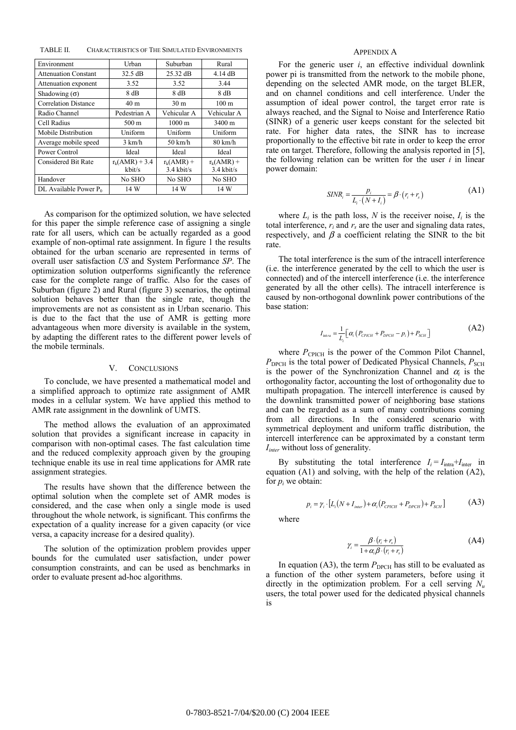TABLE II. CHARACTERISTICS OF THE SIMULATED ENVIRONMENTS

| Environment | Urban | Suburban | Rural |
|---|---|---|---|
| Attenuation Constant | 32.5 dB | 25.32 dB | 4.14 dB |
| Attenuation exponent | 3.52 | 3.52 | 3.44 |
| Shadowing (σ) | 8 dB | 8 dB | 8 dB |
| Correlation Distance | 40 m | 30 m | 100 m |
| Radio Channel | Pedestrian A | Vehicular A | Vehicular A |
| Cell Radius | 500 m | 1000 m | 3400 m |
| Mobile Distribution | Uniform | Uniform | Uniform |
| Average mobile speed | 3 km/h | 50 km/h | 80 km/h |
| Power Control | Ideal | Ideal | Ideal |
| Considered Bit Rate | $r_k$(AMR) + 3.4 kbit/s | $r_k$(AMR) + 3.4 kbit/s | $r_k$(AMR) + 3.4 kbit/s |
| Handover | No SHO | No SHO | No SHO |
| DL Available Power $P_0$ | 14 W | 14 W | 14 W |

As comparison for the optimized solution, we have selected for this paper the simple reference case of assigning a single rate for all users, which can be actually regarded as a good example of non-optimal rate assignment. In figure 1 the results obtained for the urban scenario are represented in terms of overall user satisfaction *US* and System Performance *SP*. The optimization solution outperforms significantly the reference case for the complete range of traffic. Also for the cases of Suburban (figure 2) and Rural (figure 3) scenarios, the optimal solution behaves better than the single rate, though the improvements are not as consistent as in Urban scenario. This is due to the fact that the use of AMR is getting more advantageous when more diversity is available in the system, by adapting the different rates to the different power levels of the mobile terminals.

## V. CONCLUSIONS

To conclude, we have presented a mathematical model and a simplified approach to optimize rate assignment of AMR modes in a cellular system. We have applied this method to AMR rate assignment in the downlink of UMTS.

The method allows the evaluation of an approximated solution that provides a significant increase in capacity in comparison with non-optimal cases. The fast calculation time and the reduced complexity approach given by the grouping technique enable its use in real time applications for AMR rate assignment strategies.

The results have shown that the difference between the optimal solution when the complete set of AMR modes is considered, and the case when only a single mode is used throughout the whole network, is significant. This confirms the expectation of a quality increase for a given capacity (or vice versa, a capacity increase for a desired quality).

The solution of the optimization problem provides upper bounds for the cumulated user satisfaction, under power consumption constraints, and can be used as benchmarks in order to evaluate present ad-hoc algorithms.

## APPENDIX A

For the generic user $i$, an effective individual downlink power pi is transmitted from the network to the mobile phone, depending on the selected AMR mode, on the target BLER, and on channel conditions and cell interference. Under the assumption of ideal power control, the target error rate is always reached, and the Signal to Noise and Interference Ratio (SINR) of a generic user keeps constant for the selected bit rate. For higher data rates, the SINR has to increase proportionally to the effective bit rate in order to keep the error rate on target. Therefore, following the analysis reported in [5], the following relation can be written for the user $i$ in linear power domain:

$$SINR_i = \frac{p_i}{L_i \cdot (N + I_i)} = \beta \cdot (r_i + r_s) \tag{A1}$$

where $L_i$ is the path loss, $N$ is the receiver noise, $I_i$ is the total interference, $r_i$ and $r_s$ are the user and signaling data rates, respectively, and $\beta$ a coefficient relating the SINR to the bit rate.

The total interference is the sum of the intracell interference (i.e. the interference generated by the cell to which the user is connected) and of the intercell interference (i.e. the interference generated by all the other cells). The intracell interference is caused by non-orthogonal downlink power contributions of the base station:

$$I_{intra} = \frac{1}{L_i}\left[\alpha_i \left(P_{CPICH} + P_{DPCH} - p_i\right) + P_{SCH}\right] \tag{A2}$$

where $P_{\text{CPICH}}$ is the power of the Common Pilot Channel, $P_{\text{DPCH}}$ is the total power of Dedicated Physical Channels, $P_{\text{SCH}}$ is the power of the Synchronization Channel and $\alpha_i$ is the orthogonality factor, accounting the lost of orthogonality due to multipath propagation. The intercell interference is caused by the downlink transmitted power of neighboring base stations and can be regarded as a sum of many contributions coming from all directions. In the considered scenario with symmetrical deployment and uniform traffic distribution, the intercell interference can be approximated by a constant term $I_{inter}$ without loss of generality.

By substituting the total interference $I_i = I_{\text{intra}} + I_{\text{inter}}$ in equation (A1) and solving, with the help of the relation (A2), for $p_i$ we obtain:

$$p_i = \gamma_i \cdot \left[L_i (N + I_{inter}) + \alpha_i (P_{CPICH} + P_{DPCH}) + P_{SCH}\right] \tag{A3}$$

where

$$\gamma_i = \frac{\beta \cdot (r_i + r_s)}{1 + \alpha_i \beta \cdot (r_i + r_s)} \tag{A4}$$

In equation (A3), the term $P_{\text{DPCH}}$ has still to be evaluated as a function of the other system parameters, before using it directly in the optimization problem. For a cell serving $N_u$ users, the total power used for the dedicated physical channels is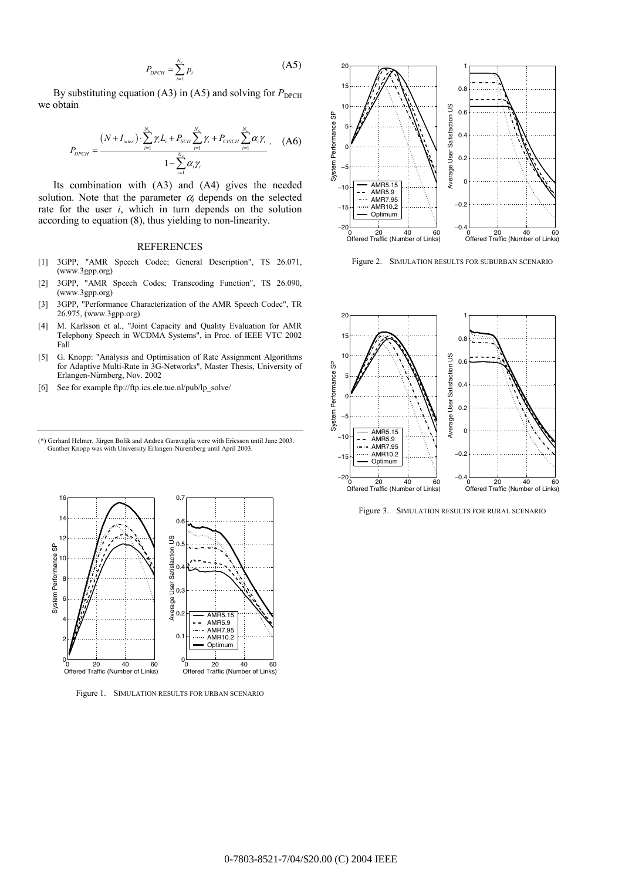$$P_{DPCH} = \sum_{i=1}^{N_u} p_i \tag{A5}$$

By substituting equation (A3) in (A5) and solving for $P_{DPCH}$ we obtain

$$P_{DPCH} = \frac{\left(N + I_{inter}\right) \cdot \sum_{i=1}^{N_u} \gamma_i L_i + P_{SCH} \sum_{i=1}^{N_u} \gamma_i + P_{CPICH} \sum_{i=1}^{N_u} \alpha_i \gamma_i}{1 - \sum_{i=1}^{N_u} \alpha_i \gamma_i} . \tag{A6}$$

Its combination with (A3) and (A4) gives the needed solution. Note that the parameter $\alpha_i$ depends on the selected rate for the user *i*, which in turn depends on the solution according to equation (8), thus yielding to non-linearity.

## REFERENCES

[1] 3GPP, "AMR Speech Codec; General Description", TS 26.071, (www.3gpp.org)

[2] 3GPP, "AMR Speech Codes; Transcoding Function", TS 26.090, (www.3gpp.org)

[3] 3GPP, "Performance Characterization of the AMR Speech Codec", TR 26.975, (www.3gpp.org)

[4] M. Karlsson et al., "Joint Capacity and Quality Evaluation for AMR Telephony Speech in WCDMA Systems", in Proc. of IEEE VTC 2002 Fall

[5] G. Knopp: "Analysis and Optimisation of Rate Assignment Algorithms for Adaptive Multi-Rate in 3G-Networks", Master Thesis, University of Erlangen-Nürnberg, Nov. 2002

[6] See for example ftp://ftp.ics.ele.tue.nl/pub/lp_solve/

(*) Gerhard Helmer, Jürgen Bolik and Andrea Garavaglia were with Ericsson until June 2003. Gunther Knopp was with University Erlangen-Nuremberg until April 2003.

System Performance SP
Average User Satisfaction US
Offered Traffic (Number of Links)
AMR5.15
AMR5.9
AMR7.95
AMR10.2
Optimum

Figure 1. SIMULATION RESULTS FOR URBAN SCENARIO

System Performance SP
Average User Satisfaction US
Offered Traffic (Number of Links)
AMR5.15
AMR5.9
AMR7.95
AMR10.2
Optimum

Figure 2. SIMULATION RESULTS FOR SUBURBAN SCENARIO

System Performance SP
Average User Satisfaction US
Offered Traffic (Number of Links)
AMR5.15
AMR5.9
AMR7.95
AMR10.2
Optimum

Figure 3. SIMULATION RESULTS FOR RURAL SCENARIO